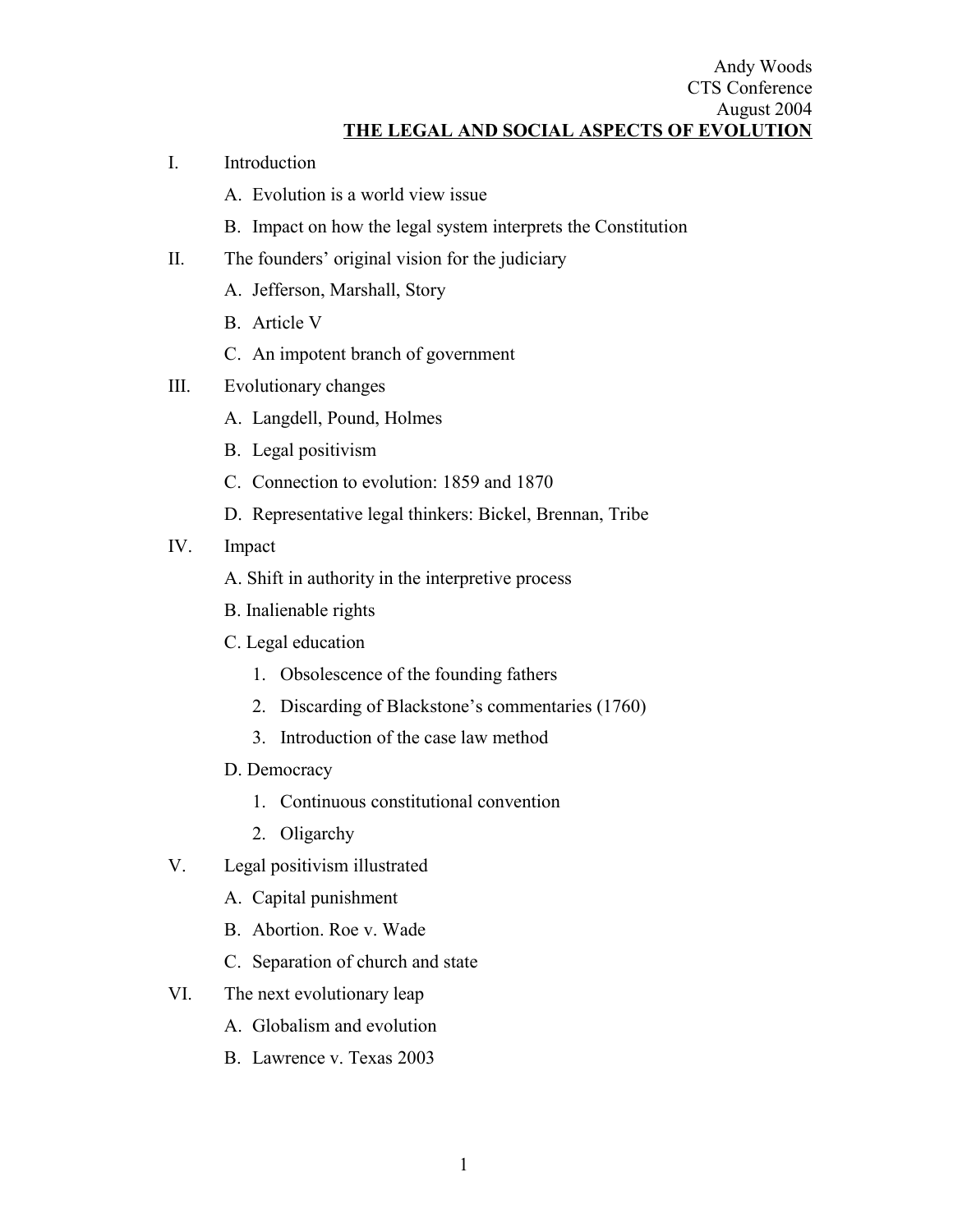Andy Woods
CTS Conference
August 2004

# THE LEGAL AND SOCIAL ASPECTS OF EVOLUTION

I. Introduction

  A. Evolution is a world view issue

  B. Impact on how the legal system interprets the Constitution

II. The founders' original vision for the judiciary

  A. Jefferson, Marshall, Story

  B. Article V

  C. An impotent branch of government

III. Evolutionary changes

  A. Langdell, Pound, Holmes

  B. Legal positivism

  C. Connection to evolution: 1859 and 1870

  D. Representative legal thinkers: Bickel, Brennan, Tribe

IV. Impact

  A. Shift in authority in the interpretive process

  B. Inalienable rights

  C. Legal education

    1. Obsolescence of the founding fathers

    2. Discarding of Blackstone's commentaries (1760)

    3. Introduction of the case law method

  D. Democracy

    1. Continuous constitutional convention

    2. Oligarchy

V. Legal positivism illustrated

  A. Capital punishment

  B. Abortion. Roe v. Wade

  C. Separation of church and state

VI. The next evolutionary leap

  A. Globalism and evolution

  B. Lawrence v. Texas 2003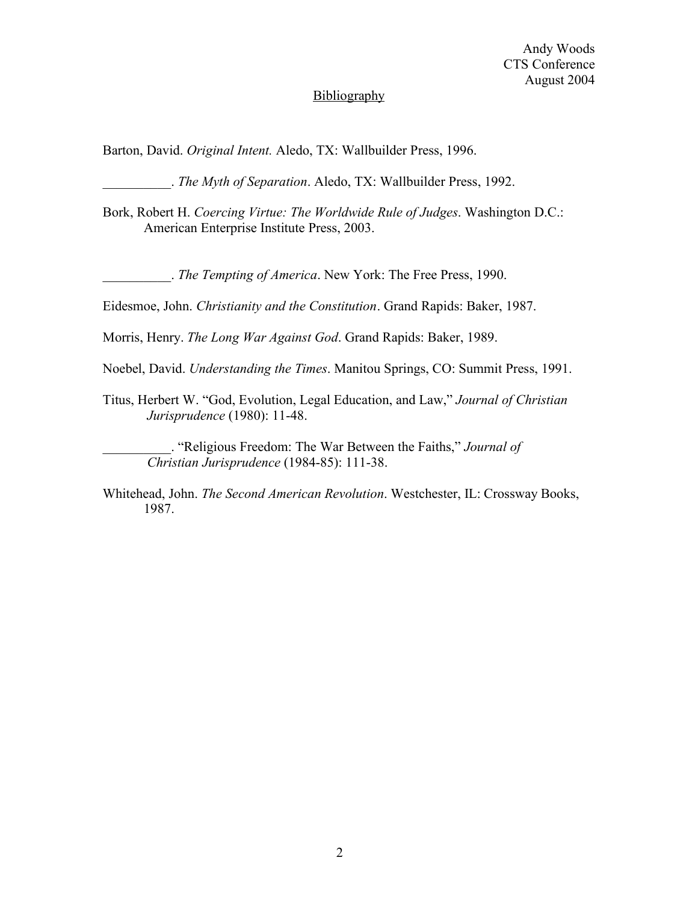Andy Woods
CTS Conference
August 2004

## Bibliography

Barton, David. *Original Intent.* Aledo, TX: Wallbuilder Press, 1996.

__________. *The Myth of Separation*. Aledo, TX: Wallbuilder Press, 1992.

Bork, Robert H. *Coercing Virtue: The Worldwide Rule of Judges*. Washington D.C.: American Enterprise Institute Press, 2003.

__________. *The Tempting of America*. New York: The Free Press, 1990.

Eidesmoe, John. *Christianity and the Constitution*. Grand Rapids: Baker, 1987.

Morris, Henry. *The Long War Against God*. Grand Rapids: Baker, 1989.

Noebel, David. *Understanding the Times*. Manitou Springs, CO: Summit Press, 1991.

Titus, Herbert W. "God, Evolution, Legal Education, and Law," *Journal of Christian Jurisprudence* (1980): 11-48.

__________. "Religious Freedom: The War Between the Faiths," *Journal of Christian Jurisprudence* (1984-85): 111-38.

Whitehead, John. *The Second American Revolution*. Westchester, IL: Crossway Books, 1987.